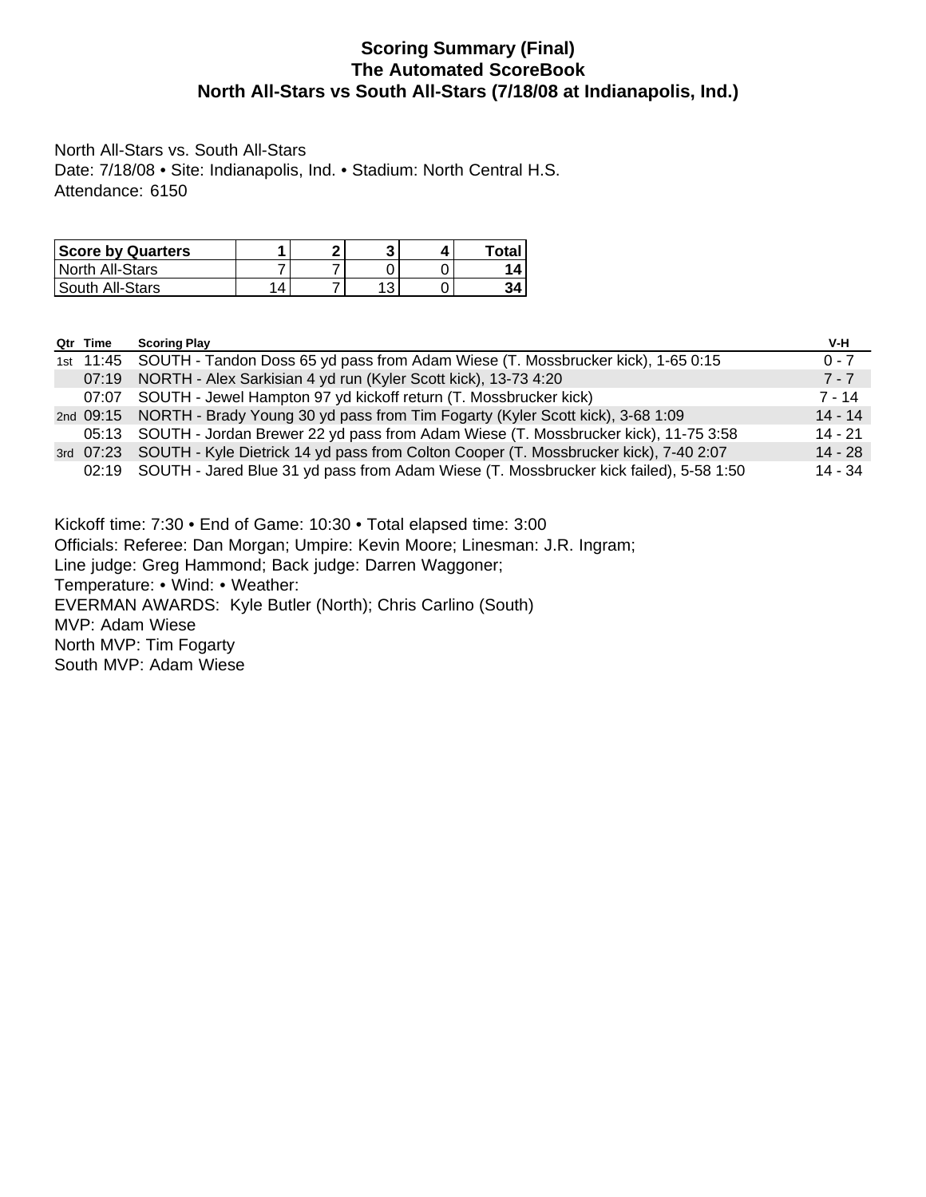# Scoring Summary (Final)
# The Automated ScoreBook
# North All-Stars vs South All-Stars (7/18/08 at Indianapolis, Ind.)

North All-Stars vs. South All-Stars
Date: 7/18/08 • Site: Indianapolis, Ind. • Stadium: North Central H.S.
Attendance: 6150

| Score by Quarters | 1 | 2 | 3 | 4 | Total |
|---|---|---|---|---|---|
| North All-Stars | 7 | 7 | 0 | 0 | **14** |
| South All-Stars | 14 | 7 | 13 | 0 | **34** |

| Qtr | Time | Scoring Play | V-H |
|---|---|---|---|
| 1st | 11:45 | SOUTH - Tandon Doss 65 yd pass from Adam Wiese (T. Mossbrucker kick), 1-65 0:15 | 0 - 7 |
| | 07:19 | NORTH - Alex Sarkisian 4 yd run (Kyler Scott kick), 13-73 4:20 | 7 - 7 |
| | 07:07 | SOUTH - Jewel Hampton 97 yd kickoff return (T. Mossbrucker kick) | 7 - 14 |
| 2nd | 09:15 | NORTH - Brady Young 30 yd pass from Tim Fogarty (Kyler Scott kick), 3-68 1:09 | 14 - 14 |
| | 05:13 | SOUTH - Jordan Brewer 22 yd pass from Adam Wiese (T. Mossbrucker kick), 11-75 3:58 | 14 - 21 |
| 3rd | 07:23 | SOUTH - Kyle Dietrick 14 yd pass from Colton Cooper (T. Mossbrucker kick), 7-40 2:07 | 14 - 28 |
| | 02:19 | SOUTH - Jared Blue 31 yd pass from Adam Wiese (T. Mossbrucker kick failed), 5-58 1:50 | 14 - 34 |

Kickoff time: 7:30 • End of Game: 10:30 • Total elapsed time: 3:00
Officials: Referee: Dan Morgan; Umpire: Kevin Moore; Linesman: J.R. Ingram;
Line judge: Greg Hammond; Back judge: Darren Waggoner;
Temperature: • Wind: • Weather:
EVERMAN AWARDS: Kyle Butler (North); Chris Carlino (South)
MVP: Adam Wiese
North MVP: Tim Fogarty
South MVP: Adam Wiese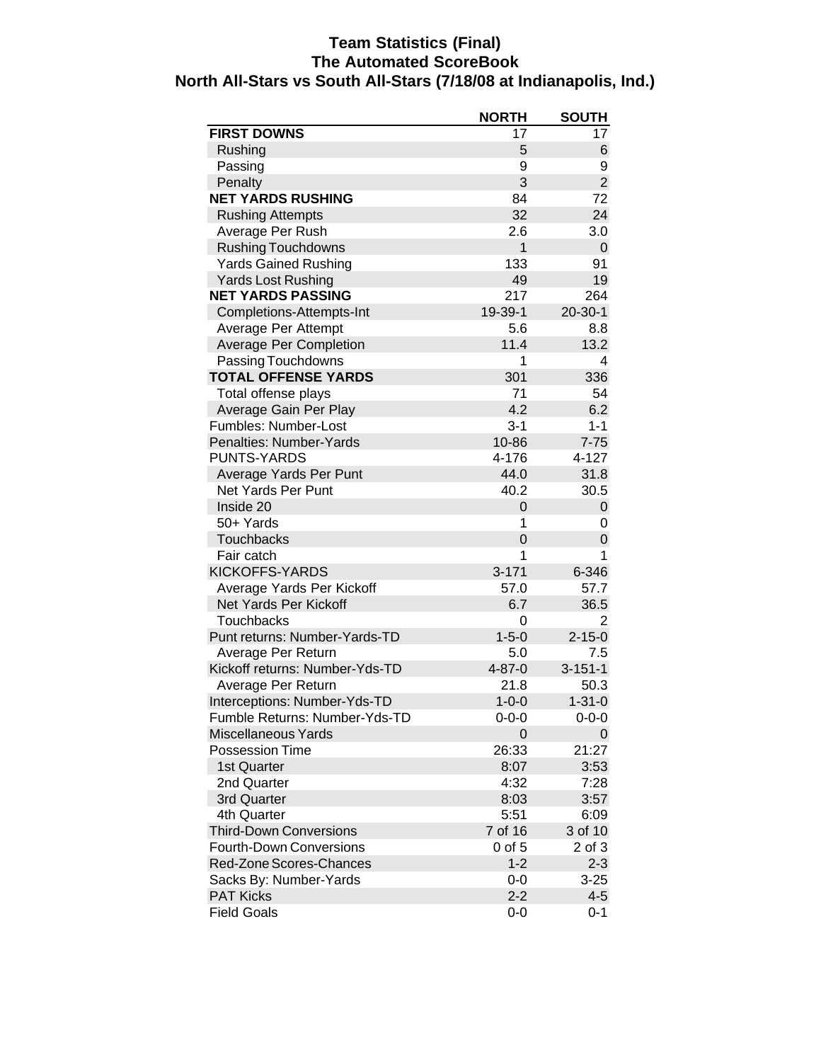# Team Statistics (Final)
## The Automated ScoreBook
## North All-Stars vs South All-Stars (7/18/08 at Indianapolis, Ind.)

| | NORTH | SOUTH |
|---|---|---|
| **FIRST DOWNS** | 17 | 17 |
| Rushing | 5 | 6 |
| Passing | 9 | 9 |
| Penalty | 3 | 2 |
| **NET YARDS RUSHING** | 84 | 72 |
| Rushing Attempts | 32 | 24 |
| Average Per Rush | 2.6 | 3.0 |
| Rushing Touchdowns | 1 | 0 |
| Yards Gained Rushing | 133 | 91 |
| Yards Lost Rushing | 49 | 19 |
| **NET YARDS PASSING** | 217 | 264 |
| Completions-Attempts-Int | 19-39-1 | 20-30-1 |
| Average Per Attempt | 5.6 | 8.8 |
| Average Per Completion | 11.4 | 13.2 |
| Passing Touchdowns | 1 | 4 |
| **TOTAL OFFENSE YARDS** | 301 | 336 |
| Total offense plays | 71 | 54 |
| Average Gain Per Play | 4.2 | 6.2 |
| Fumbles: Number-Lost | 3-1 | 1-1 |
| Penalties: Number-Yards | 10-86 | 7-75 |
| PUNTS-YARDS | 4-176 | 4-127 |
| Average Yards Per Punt | 44.0 | 31.8 |
| Net Yards Per Punt | 40.2 | 30.5 |
| Inside 20 | 0 | 0 |
| 50+ Yards | 1 | 0 |
| Touchbacks | 0 | 0 |
| Fair catch | 1 | 1 |
| KICKOFFS-YARDS | 3-171 | 6-346 |
| Average Yards Per Kickoff | 57.0 | 57.7 |
| Net Yards Per Kickoff | 6.7 | 36.5 |
| Touchbacks | 0 | 2 |
| Punt returns: Number-Yards-TD | 1-5-0 | 2-15-0 |
| Average Per Return | 5.0 | 7.5 |
| Kickoff returns: Number-Yds-TD | 4-87-0 | 3-151-1 |
| Average Per Return | 21.8 | 50.3 |
| Interceptions: Number-Yds-TD | 1-0-0 | 1-31-0 |
| Fumble Returns: Number-Yds-TD | 0-0-0 | 0-0-0 |
| Miscellaneous Yards | 0 | 0 |
| Possession Time | 26:33 | 21:27 |
| 1st Quarter | 8:07 | 3:53 |
| 2nd Quarter | 4:32 | 7:28 |
| 3rd Quarter | 8:03 | 3:57 |
| 4th Quarter | 5:51 | 6:09 |
| Third-Down Conversions | 7 of 16 | 3 of 10 |
| Fourth-Down Conversions | 0 of 5 | 2 of 3 |
| Red-Zone Scores-Chances | 1-2 | 2-3 |
| Sacks By: Number-Yards | 0-0 | 3-25 |
| PAT Kicks | 2-2 | 4-5 |
| Field Goals | 0-0 | 0-1 |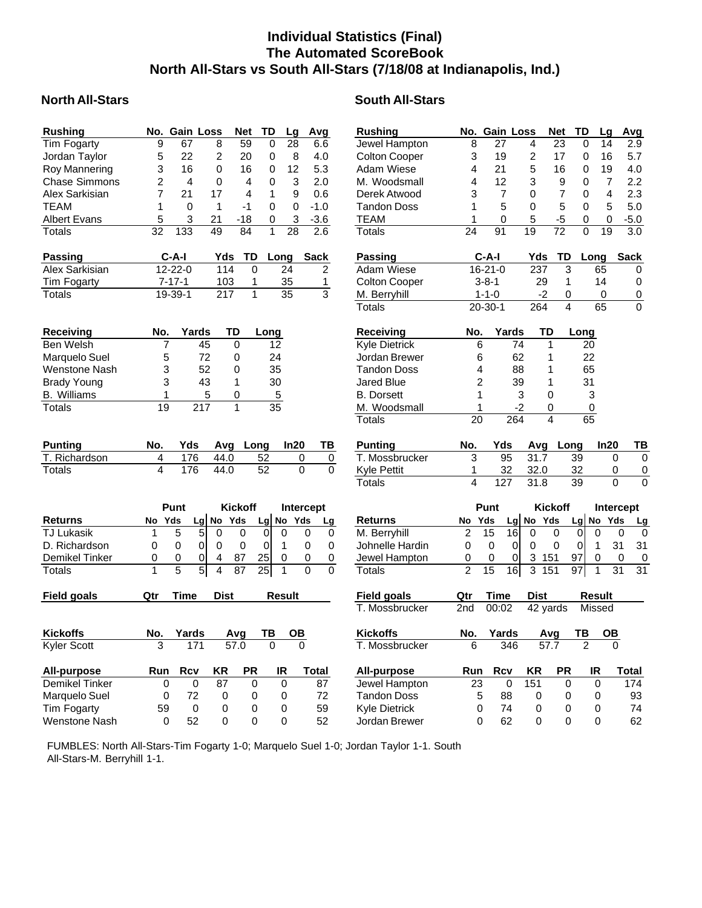# Individual Statistics (Final)
## The Automated ScoreBook
## North All-Stars vs South All-Stars (7/18/08 at Indianapolis, Ind.)

### North All-Stars

| Rushing | No. | Gain | Loss | Net | TD | Lg | Avg |
|---|---|---|---|---|---|---|---|
| Tim Fogarty | 9 | 67 | 8 | 59 | 0 | 28 | 6.6 |
| Jordan Taylor | 5 | 22 | 2 | 20 | 0 | 8 | 4.0 |
| Roy Mannering | 3 | 16 | 0 | 16 | 0 | 12 | 5.3 |
| Chase Simmons | 2 | 4 | 0 | 4 | 0 | 3 | 2.0 |
| Alex Sarkisian | 7 | 21 | 17 | 4 | 1 | 9 | 0.6 |
| TEAM | 1 | 0 | 1 | -1 | 0 | 0 | -1.0 |
| Albert Evans | 5 | 3 | 21 | -18 | 0 | 3 | -3.6 |
| Totals | 32 | 133 | 49 | 84 | 1 | 28 | 2.6 |

| Passing | C-A-I | Yds | TD | Long | Sack |
|---|---|---|---|---|---|
| Alex Sarkisian | 12-22-0 | 114 | 0 | 24 | 2 |
| Tim Fogarty | 7-17-1 | 103 | 1 | 35 | 1 |
| Totals | 19-39-1 | 217 | 1 | 35 | 3 |

| Receiving | No. | Yards | TD | Long |
|---|---|---|---|---|
| Ben Welsh | 7 | 45 | 0 | 12 |
| Marquelo Suel | 5 | 72 | 0 | 24 |
| Wenstone Nash | 3 | 52 | 0 | 35 |
| Brady Young | 3 | 43 | 1 | 30 |
| B. Williams | 1 | 5 | 0 | 5 |
| Totals | 19 | 217 | 1 | 35 |

| Punting | No. | Yds | Avg | Long | In20 | TB |
|---|---|---|---|---|---|---|
| T. Richardson | 4 | 176 | 44.0 | 52 | 0 | 0 |
| Totals | 4 | 176 | 44.0 | 52 | 0 | 0 |

| | Punt | | | Kickoff | | | Intercept | | |
|---|---|---|---|---|---|---|---|---|---|
| Returns | No | Yds | Lg | No | Yds | Lg | No | Yds | Lg |
| TJ Lukasik | 1 | 5 | 5 | 0 | 0 | 0 | 0 | 0 | 0 |
| D. Richardson | 0 | 0 | 0 | 0 | 0 | 0 | 1 | 0 | 0 |
| Demikel Tinker | 0 | 0 | 0 | 4 | 87 | 25 | 0 | 0 | 0 |
| Totals | 1 | 5 | 5 | 4 | 87 | 25 | 1 | 0 | 0 |

| Field goals | Qtr | Time | Dist | Result |
|---|---|---|---|---|

| Kickoffs | No. | Yards | Avg | TB | OB |
|---|---|---|---|---|---|
| Kyler Scott | 3 | 171 | 57.0 | 0 | 0 |

| All-purpose | Run | Rcv | KR | PR | IR | Total |
|---|---|---|---|---|---|---|
| Demikel Tinker | 0 | 0 | 87 | 0 | 0 | 87 |
| Marquelo Suel | 0 | 72 | 0 | 0 | 0 | 72 |
| Tim Fogarty | 59 | 0 | 0 | 0 | 0 | 59 |
| Wenstone Nash | 0 | 52 | 0 | 0 | 0 | 52 |

### South All-Stars

| Rushing | No. | Gain | Loss | Net | TD | Lg | Avg |
|---|---|---|---|---|---|---|---|
| Jewel Hampton | 8 | 27 | 4 | 23 | 0 | 14 | 2.9 |
| Colton Cooper | 3 | 19 | 2 | 17 | 0 | 16 | 5.7 |
| Adam Wiese | 4 | 21 | 5 | 16 | 0 | 19 | 4.0 |
| M. Woodsmall | 4 | 12 | 3 | 9 | 0 | 7 | 2.2 |
| Derek Atwood | 3 | 7 | 0 | 7 | 0 | 4 | 2.3 |
| Tandon Doss | 1 | 5 | 0 | 5 | 0 | 5 | 5.0 |
| TEAM | 1 | 0 | 5 | -5 | 0 | 0 | -5.0 |
| Totals | 24 | 91 | 19 | 72 | 0 | 19 | 3.0 |

| Passing | C-A-I | Yds | TD | Long | Sack |
|---|---|---|---|---|---|
| Adam Wiese | 16-21-0 | 237 | 3 | 65 | 0 |
| Colton Cooper | 3-8-1 | 29 | 1 | 14 | 0 |
| M. Berryhill | 1-1-0 | -2 | 0 | 0 | 0 |
| Totals | 20-30-1 | 264 | 4 | 65 | 0 |

| Receiving | No. | Yards | TD | Long |
|---|---|---|---|---|
| Kyle Dietrick | 6 | 74 | 1 | 20 |
| Jordan Brewer | 6 | 62 | 1 | 22 |
| Tandon Doss | 4 | 88 | 1 | 65 |
| Jared Blue | 2 | 39 | 1 | 31 |
| B. Dorsett | 1 | 3 | 0 | 3 |
| M. Woodsmall | 1 | -2 | 0 | 0 |
| Totals | 20 | 264 | 4 | 65 |

| Punting | No. | Yds | Avg | Long | In20 | TB |
|---|---|---|---|---|---|---|
| T. Mossbrucker | 3 | 95 | 31.7 | 39 | 0 | 0 |
| Kyle Pettit | 1 | 32 | 32.0 | 32 | 0 | 0 |
| Totals | 4 | 127 | 31.8 | 39 | 0 | 0 |

| | Punt | | | Kickoff | | | Intercept | | |
|---|---|---|---|---|---|---|---|---|---|
| Returns | No | Yds | Lg | No | Yds | Lg | No | Yds | Lg |
| M. Berryhill | 2 | 15 | 16 | 0 | 0 | 0 | 0 | 0 | 0 |
| Johnelle Hardin | 0 | 0 | 0 | 0 | 0 | 0 | 1 | 31 | 31 |
| Jewel Hampton | 0 | 0 | 0 | 3 | 151 | 97 | 0 | 0 | 0 |
| Totals | 2 | 15 | 16 | 3 | 151 | 97 | 1 | 31 | 31 |

| Field goals | Qtr | Time | Dist | Result |
|---|---|---|---|---|
| T. Mossbrucker | 2nd | 00:02 | 42 yards | Missed |

| Kickoffs | No. | Yards | Avg | TB | OB |
|---|---|---|---|---|---|
| T. Mossbrucker | 6 | 346 | 57.7 | 2 | 0 |

| All-purpose | Run | Rcv | KR | PR | IR | Total |
|---|---|---|---|---|---|---|
| Jewel Hampton | 23 | 0 | 151 | 0 | 0 | 174 |
| Tandon Doss | 5 | 88 | 0 | 0 | 0 | 93 |
| Kyle Dietrick | 0 | 74 | 0 | 0 | 0 | 74 |
| Jordan Brewer | 0 | 62 | 0 | 0 | 0 | 62 |

FUMBLES: North All-Stars-Tim Fogarty 1-0; Marquelo Suel 1-0; Jordan Taylor 1-1. South All-Stars-M. Berryhill 1-1.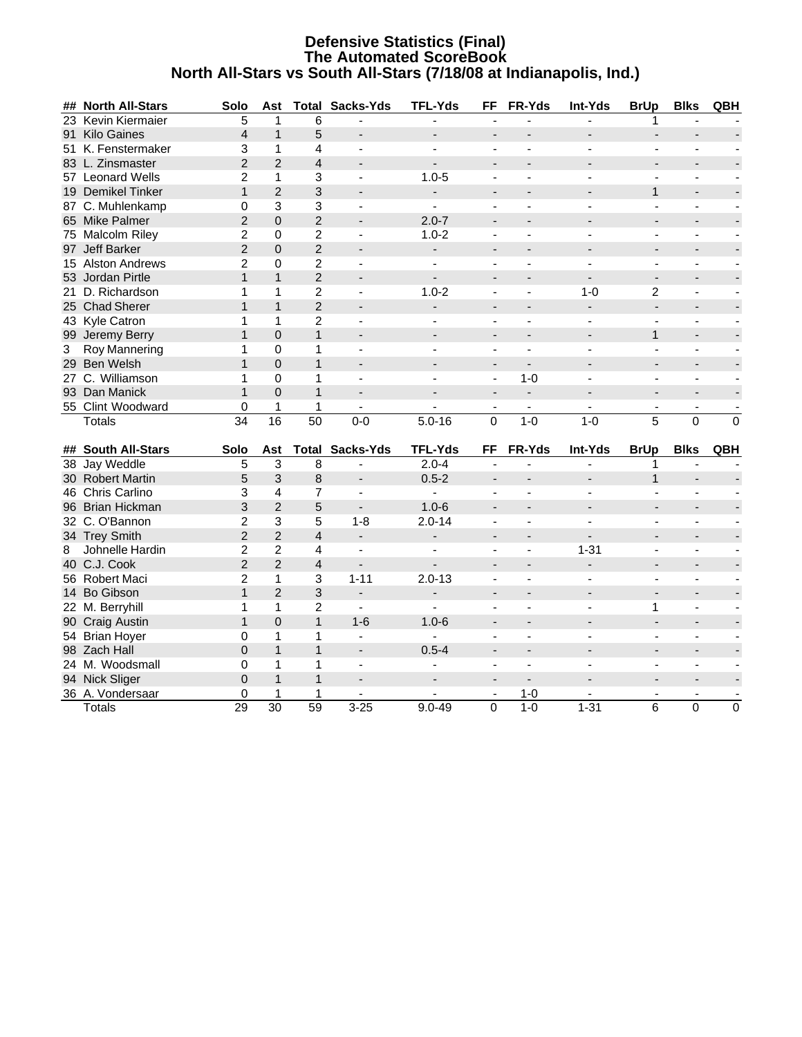# Defensive Statistics (Final)
## The Automated ScoreBook
## North All-Stars vs South All-Stars (7/18/08 at Indianapolis, Ind.)

| ## | North All-Stars | Solo | Ast | Total | Sacks-Yds | TFL-Yds | FF | FR-Yds | Int-Yds | BrUp | Blks | QBH |
|---|---|---|---|---|---|---|---|---|---|---|---|---|
| 23 | Kevin Kiermaier | 5 | 1 | 6 | - | - | - | - | - | 1 | - | - |
| 91 | Kilo Gaines | 4 | 1 | 5 | - | - | - | - | - | - | - | - |
| 51 | K. Fenstermaker | 3 | 1 | 4 | - | - | - | - | - | - | - | - |
| 83 | L. Zinsmaster | 2 | 2 | 4 | - | - | - | - | - | - | - | - |
| 57 | Leonard Wells | 2 | 1 | 3 | - | 1.0-5 | - | - | - | - | - | - |
| 19 | Demikel Tinker | 1 | 2 | 3 | - | - | - | - | - | 1 | - | - |
| 87 | C. Muhlenkamp | 0 | 3 | 3 | - | - | - | - | - | - | - | - |
| 65 | Mike Palmer | 2 | 0 | 2 | - | 2.0-7 | - | - | - | - | - | - |
| 75 | Malcolm Riley | 2 | 0 | 2 | - | 1.0-2 | - | - | - | - | - | - |
| 97 | Jeff Barker | 2 | 0 | 2 | - | - | - | - | - | - | - | - |
| 15 | Alston Andrews | 2 | 0 | 2 | - | - | - | - | - | - | - | - |
| 53 | Jordan Pirtle | 1 | 1 | 2 | - | - | - | - | - | - | - | - |
| 21 | D. Richardson | 1 | 1 | 2 | - | 1.0-2 | - | - | 1-0 | 2 | - | - |
| 25 | Chad Sherer | 1 | 1 | 2 | - | - | - | - | - | - | - | - |
| 43 | Kyle Catron | 1 | 1 | 2 | - | - | - | - | - | - | - | - |
| 99 | Jeremy Berry | 1 | 0 | 1 | - | - | - | - | - | 1 | - | - |
| 3 | Roy Mannering | 1 | 0 | 1 | - | - | - | - | - | - | - | - |
| 29 | Ben Welsh | 1 | 0 | 1 | - | - | - | - | - | - | - | - |
| 27 | C. Williamson | 1 | 0 | 1 | - | - | - | 1-0 | - | - | - | - |
| 93 | Dan Manick | 1 | 0 | 1 | - | - | - | - | - | - | - | - |
| 55 | Clint Woodward | 0 | 1 | 1 | - | - | - | - | - | - | - | - |
| | Totals | 34 | 16 | 50 | 0-0 | 5.0-16 | 0 | 1-0 | 1-0 | 5 | 0 | 0 |

| ## | South All-Stars | Solo | Ast | Total | Sacks-Yds | TFL-Yds | FF | FR-Yds | Int-Yds | BrUp | Blks | QBH |
|---|---|---|---|---|---|---|---|---|---|---|---|---|
| 38 | Jay Weddle | 5 | 3 | 8 | - | 2.0-4 | - | - | - | 1 | - | - |
| 30 | Robert Martin | 5 | 3 | 8 | - | 0.5-2 | - | - | - | 1 | - | - |
| 46 | Chris Carlino | 3 | 4 | 7 | - | - | - | - | - | - | - | - |
| 96 | Brian Hickman | 3 | 2 | 5 | - | 1.0-6 | - | - | - | - | - | - |
| 32 | C. O'Bannon | 2 | 3 | 5 | 1-8 | 2.0-14 | - | - | - | - | - | - |
| 34 | Trey Smith | 2 | 2 | 4 | - | - | - | - | - | - | - | - |
| 8 | Johnelle Hardin | 2 | 2 | 4 | - | - | - | - | 1-31 | - | - | - |
| 40 | C.J. Cook | 2 | 2 | 4 | - | - | - | - | - | - | - | - |
| 56 | Robert Maci | 2 | 1 | 3 | 1-11 | 2.0-13 | - | - | - | - | - | - |
| 14 | Bo Gibson | 1 | 2 | 3 | - | - | - | - | - | - | - | - |
| 22 | M. Berryhill | 1 | 1 | 2 | - | - | - | - | - | 1 | - | - |
| 90 | Craig Austin | 1 | 0 | 1 | 1-6 | 1.0-6 | - | - | - | - | - | - |
| 54 | Brian Hoyer | 0 | 1 | 1 | - | - | - | - | - | - | - | - |
| 98 | Zach Hall | 0 | 1 | 1 | - | 0.5-4 | - | - | - | - | - | - |
| 24 | M. Woodsmall | 0 | 1 | 1 | - | - | - | - | - | - | - | - |
| 94 | Nick Sliger | 0 | 1 | 1 | - | - | - | - | - | - | - | - |
| 36 | A. Vondersaar | 0 | 1 | 1 | - | - | - | 1-0 | - | - | - | - |
| | Totals | 29 | 30 | 59 | 3-25 | 9.0-49 | 0 | 1-0 | 1-31 | 6 | 0 | 0 |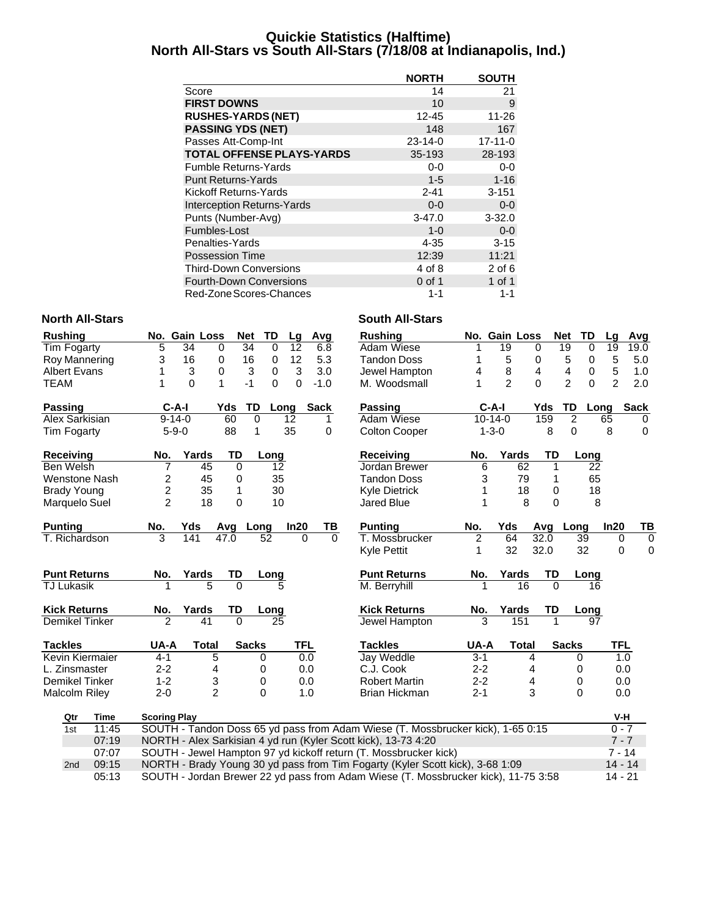# Quickie Statistics (Halftime)
## North All-Stars vs South All-Stars (7/18/08 at Indianapolis, Ind.)

| | NORTH | SOUTH |
|---|---|---|
| Score | 14 | 21 |
| **FIRST DOWNS** | 10 | 9 |
| **RUSHES-YARDS (NET)** | 12-45 | 11-26 |
| **PASSING YDS (NET)** | 148 | 167 |
| Passes Att-Comp-Int | 23-14-0 | 17-11-0 |
| **TOTAL OFFENSE PLAYS-YARDS** | 35-193 | 28-193 |
| Fumble Returns-Yards | 0-0 | 0-0 |
| Punt Returns-Yards | 1-5 | 1-16 |
| Kickoff Returns-Yards | 2-41 | 3-151 |
| Interception Returns-Yards | 0-0 | 0-0 |
| Punts (Number-Avg) | 3-47.0 | 3-32.0 |
| Fumbles-Lost | 1-0 | 0-0 |
| Penalties-Yards | 4-35 | 3-15 |
| Possession Time | 12:39 | 11:21 |
| Third-Down Conversions | 4 of 8 | 2 of 6 |
| Fourth-Down Conversions | 0 of 1 | 1 of 1 |
| Red-Zone Scores-Chances | 1-1 | 1-1 |

### North All-Stars

| Rushing | No. | Gain | Loss | Net | TD | Lg | Avg |
|---|---|---|---|---|---|---|---|
| Tim Fogarty | 5 | 34 | 0 | 34 | 0 | 12 | 6.8 |
| Roy Mannering | 3 | 16 | 0 | 16 | 0 | 12 | 5.3 |
| Albert Evans | 1 | 3 | 0 | 3 | 0 | 3 | 3.0 |
| TEAM | 1 | 0 | 1 | -1 | 0 | 0 | -1.0 |

| Passing | C-A-I | Yds | TD | Long | Sack |
|---|---|---|---|---|---|
| Alex Sarkisian | 9-14-0 | 60 | 0 | 12 | 1 |
| Tim Fogarty | 5-9-0 | 88 | 1 | 35 | 0 |

| Receiving | No. | Yards | TD | Long |
|---|---|---|---|---|
| Ben Welsh | 7 | 45 | 0 | 12 |
| Wenstone Nash | 2 | 45 | 0 | 35 |
| Brady Young | 2 | 35 | 1 | 30 |
| Marquelo Suel | 2 | 18 | 0 | 10 |

| Punting | No. | Yds | Avg | Long | In20 | TB |
|---|---|---|---|---|---|---|
| T. Richardson | 3 | 141 | 47.0 | 52 | 0 | 0 |

| Punt Returns | No. | Yards | TD | Long |
|---|---|---|---|---|
| TJ Lukasik | 1 | 5 | 0 | 5 |

| Kick Returns | No. | Yards | TD | Long |
|---|---|---|---|---|
| Demikel Tinker | 2 | 41 | 0 | 25 |

| Tackles | UA-A | Total | Sacks | TFL |
|---|---|---|---|---|
| Kevin Kiermaier | 4-1 | 5 | 0 | 0.0 |
| L. Zinsmaster | 2-2 | 4 | 0 | 0.0 |
| Demikel Tinker | 1-2 | 3 | 0 | 0.0 |
| Malcolm Riley | 2-0 | 2 | 0 | 1.0 |

### South All-Stars

| Rushing | No. | Gain | Loss | Net | TD | Lg | Avg |
|---|---|---|---|---|---|---|---|
| Adam Wiese | 1 | 19 | 0 | 19 | 0 | 19 | 19.0 |
| Tandon Doss | 1 | 5 | 0 | 5 | 0 | 5 | 5.0 |
| Jewel Hampton | 4 | 8 | 4 | 4 | 0 | 5 | 1.0 |
| M. Woodsmall | 1 | 2 | 0 | 2 | 0 | 2 | 2.0 |

| Passing | C-A-I | Yds | TD | Long | Sack |
|---|---|---|---|---|---|
| Adam Wiese | 10-14-0 | 159 | 2 | 65 | 0 |
| Colton Cooper | 1-3-0 | 8 | 0 | 8 | 0 |

| Receiving | No. | Yards | TD | Long |
|---|---|---|---|---|
| Jordan Brewer | 6 | 62 | 1 | 22 |
| Tandon Doss | 3 | 79 | 1 | 65 |
| Kyle Dietrick | 1 | 18 | 0 | 18 |
| Jared Blue | 1 | 8 | 0 | 8 |

| Punting | No. | Yds | Avg | Long | In20 | TB |
|---|---|---|---|---|---|---|
| T. Mossbrucker | 2 | 64 | 32.0 | 39 | 0 | 0 |
| Kyle Pettit | 1 | 32 | 32.0 | 32 | 0 | 0 |

| Punt Returns | No. | Yards | TD | Long |
|---|---|---|---|---|
| M. Berryhill | 1 | 16 | 0 | 16 |

| Kick Returns | No. | Yards | TD | Long |
|---|---|---|---|---|
| Jewel Hampton | 3 | 151 | 1 | 97 |

| Tackles | UA-A | Total | Sacks | TFL |
|---|---|---|---|---|
| Jay Weddle | 3-1 | 4 | 0 | 1.0 |
| C.J. Cook | 2-2 | 4 | 0 | 0.0 |
| Robert Martin | 2-2 | 4 | 0 | 0.0 |
| Brian Hickman | 2-1 | 3 | 0 | 0.0 |

| Qtr | Time | Scoring Play | V-H |
|---|---|---|---|
| 1st | 11:45 | SOUTH - Tandon Doss 65 yd pass from Adam Wiese (T. Mossbrucker kick), 1-65 0:15 | 0 - 7 |
| | 07:19 | NORTH - Alex Sarkisian 4 yd run (Kyler Scott kick), 13-73 4:20 | 7 - 7 |
| | 07:07 | SOUTH - Jewel Hampton 97 yd kickoff return (T. Mossbrucker kick) | 7 - 14 |
| 2nd | 09:15 | NORTH - Brady Young 30 yd pass from Tim Fogarty (Kyler Scott kick), 3-68 1:09 | 14 - 14 |
| | 05:13 | SOUTH - Jordan Brewer 22 yd pass from Adam Wiese (T. Mossbrucker kick), 11-75 3:58 | 14 - 21 |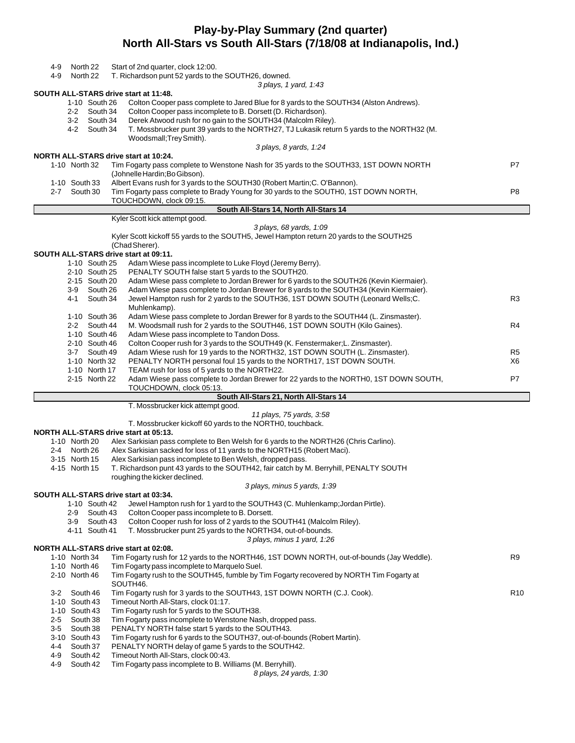# Play-by-Play Summary (2nd quarter)
## North All-Stars vs South All-Stars (7/18/08 at Indianapolis, Ind.)

4-9 North 22 Start of 2nd quarter, clock 12:00.
4-9 North 22 T. Richardson punt 52 yards to the SOUTH26, downed.

*3 plays, 1 yard, 1:43*

**SOUTH ALL-STARS drive start at 11:48.**

| Down | Spot | Play | |
|---|---|---|---|
| 1-10 | South 26 | Colton Cooper pass complete to Jared Blue for 8 yards to the SOUTH34 (Alston Andrews). | |
| 2-2 | South 34 | Colton Cooper pass incomplete to B. Dorsett (D. Richardson). | |
| 3-2 | South 34 | Derek Atwood rush for no gain to the SOUTH34 (Malcolm Riley). | |
| 4-2 | South 34 | T. Mossbrucker punt 39 yards to the NORTH27, TJ Lukasik return 5 yards to the NORTH32 (M. Woodsmall;Trey Smith). | |

*3 plays, 8 yards, 1:24*

**NORTH ALL-STARS drive start at 10:24.**

| Down | Spot | Play | |
|---|---|---|---|
| 1-10 | North 32 | Tim Fogarty pass complete to Wenstone Nash for 35 yards to the SOUTH33, 1ST DOWN NORTH (Johnelle Hardin;Bo Gibson). | P7 |
| 1-10 | South 33 | Albert Evans rush for 3 yards to the SOUTH30 (Robert Martin;C. O'Bannon). | |
| 2-7 | South 30 | Tim Fogarty pass complete to Brady Young for 30 yards to the SOUTH0, 1ST DOWN NORTH, TOUCHDOWN, clock 09:15. | P8 |

**South All-Stars 14, North All-Stars 14**

Kyler Scott kick attempt good.

*3 plays, 68 yards, 1:09*

Kyler Scott kickoff 55 yards to the SOUTH5, Jewel Hampton return 20 yards to the SOUTH25 (Chad Sherer).

**SOUTH ALL-STARS drive start at 09:11.**

| Down | Spot | Play | |
|---|---|---|---|
| 1-10 | South 25 | Adam Wiese pass incomplete to Luke Floyd (Jeremy Berry). | |
| 2-10 | South 25 | PENALTY SOUTH false start 5 yards to the SOUTH20. | |
| 2-15 | South 20 | Adam Wiese pass complete to Jordan Brewer for 6 yards to the SOUTH26 (Kevin Kiermaier). | |
| 3-9 | South 26 | Adam Wiese pass complete to Jordan Brewer for 8 yards to the SOUTH34 (Kevin Kiermaier). | |
| 4-1 | South 34 | Jewel Hampton rush for 2 yards to the SOUTH36, 1ST DOWN SOUTH (Leonard Wells;C. Muhlenkamp). | R3 |
| 1-10 | South 36 | Adam Wiese pass complete to Jordan Brewer for 8 yards to the SOUTH44 (L. Zinsmaster). | |
| 2-2 | South 44 | M. Woodsmall rush for 2 yards to the SOUTH46, 1ST DOWN SOUTH (Kilo Gaines). | R4 |
| 1-10 | South 46 | Adam Wiese pass incomplete to Tandon Doss. | |
| 2-10 | South 46 | Colton Cooper rush for 3 yards to the SOUTH49 (K. Fenstermaker;L. Zinsmaster). | |
| 3-7 | South 49 | Adam Wiese rush for 19 yards to the NORTH32, 1ST DOWN SOUTH (L. Zinsmaster). | R5 |
| 1-10 | North 32 | PENALTY NORTH personal foul 15 yards to the NORTH17, 1ST DOWN SOUTH. | X6 |
| 1-10 | North 17 | TEAM rush for loss of 5 yards to the NORTH22. | |
| 2-15 | North 22 | Adam Wiese pass complete to Jordan Brewer for 22 yards to the NORTH0, 1ST DOWN SOUTH, TOUCHDOWN, clock 05:13. | P7 |

**South All-Stars 21, North All-Stars 14**

T. Mossbrucker kick attempt good.

*11 plays, 75 yards, 3:58*

T. Mossbrucker kickoff 60 yards to the NORTH0, touchback.

**NORTH ALL-STARS drive start at 05:13.**

| Down | Spot | Play | |
|---|---|---|---|
| 1-10 | North 20 | Alex Sarkisian pass complete to Ben Welsh for 6 yards to the NORTH26 (Chris Carlino). | |
| 2-4 | North 26 | Alex Sarkisian sacked for loss of 11 yards to the NORTH15 (Robert Maci). | |
| 3-15 | North 15 | Alex Sarkisian pass incomplete to Ben Welsh, dropped pass. | |
| 4-15 | North 15 | T. Richardson punt 43 yards to the SOUTH42, fair catch by M. Berryhill, PENALTY SOUTH roughing the kicker declined. | |

*3 plays, minus 5 yards, 1:39*

**SOUTH ALL-STARS drive start at 03:34.**

| Down | Spot | Play | |
|---|---|---|---|
| 1-10 | South 42 | Jewel Hampton rush for 1 yard to the SOUTH43 (C. Muhlenkamp;Jordan Pirtle). | |
| 2-9 | South 43 | Colton Cooper pass incomplete to B. Dorsett. | |
| 3-9 | South 43 | Colton Cooper rush for loss of 2 yards to the SOUTH41 (Malcolm Riley). | |
| 4-11 | South 41 | T. Mossbrucker punt 25 yards to the NORTH34, out-of-bounds. | |

*3 plays, minus 1 yard, 1:26*

**NORTH ALL-STARS drive start at 02:08.**

| Down | Spot | Play | |
|---|---|---|---|
| 1-10 | North 34 | Tim Fogarty rush for 12 yards to the NORTH46, 1ST DOWN NORTH, out-of-bounds (Jay Weddle). | R9 |
| 1-10 | North 46 | Tim Fogarty pass incomplete to Marquelo Suel. | |
| 2-10 | North 46 | Tim Fogarty rush to the SOUTH45, fumble by Tim Fogarty recovered by NORTH Tim Fogarty at SOUTH46. | |
| 3-2 | South 46 | Tim Fogarty rush for 3 yards to the SOUTH43, 1ST DOWN NORTH (C.J. Cook). | R10 |
| 1-10 | South 43 | Timeout North All-Stars, clock 01:17. | |
| 1-10 | South 43 | Tim Fogarty rush for 5 yards to the SOUTH38. | |
| 2-5 | South 38 | Tim Fogarty pass incomplete to Wenstone Nash, dropped pass. | |
| 3-5 | South 38 | PENALTY NORTH false start 5 yards to the SOUTH43. | |
| 3-10 | South 43 | Tim Fogarty rush for 6 yards to the SOUTH37, out-of-bounds (Robert Martin). | |
| 4-4 | South 37 | PENALTY NORTH delay of game 5 yards to the SOUTH42. | |
| 4-9 | South 42 | Timeout North All-Stars, clock 00:43. | |
| 4-9 | South 42 | Tim Fogarty pass incomplete to B. Williams (M. Berryhill). | |

*8 plays, 24 yards, 1:30*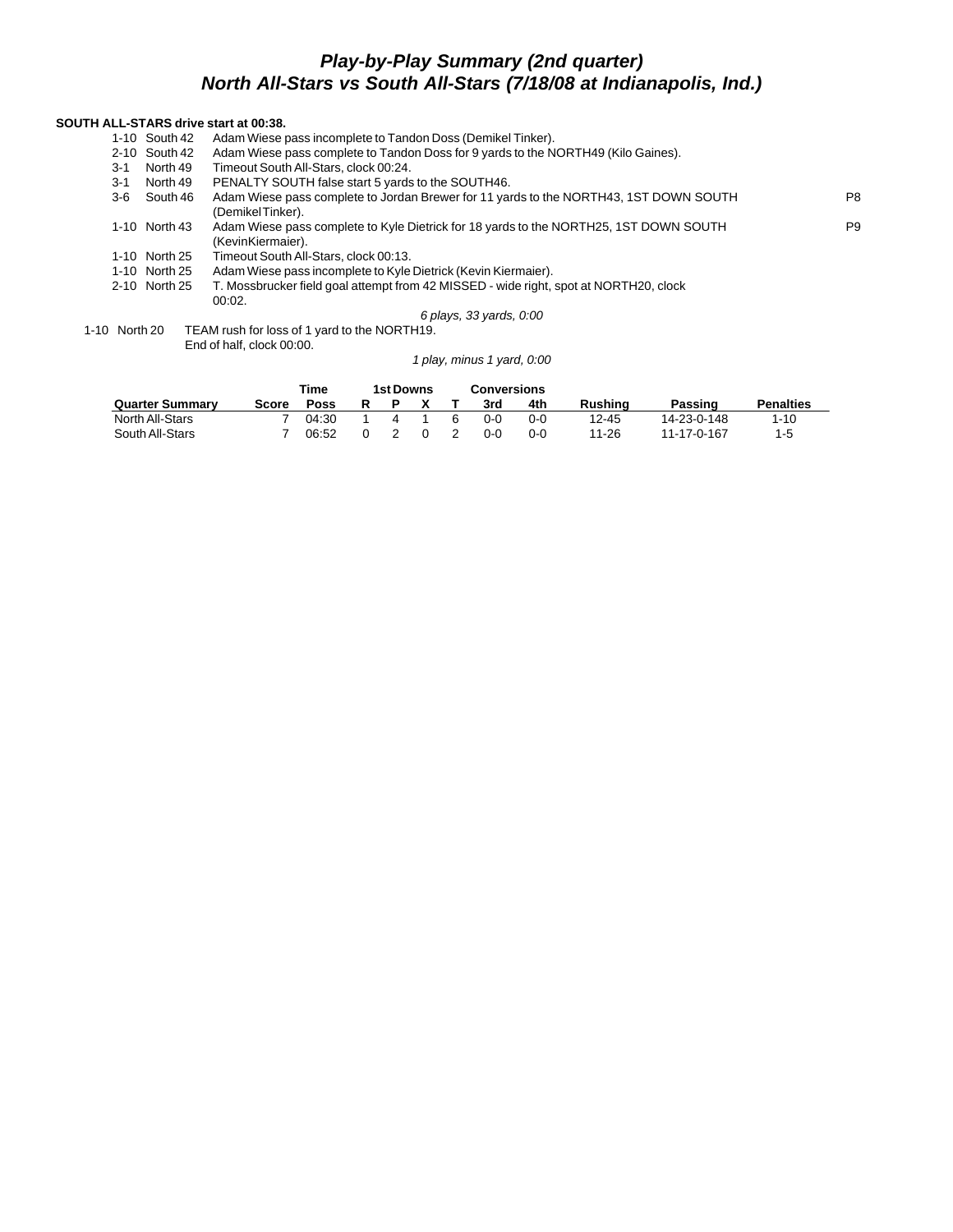# Play-by-Play Summary (2nd quarter)
## North All-Stars vs South All-Stars (7/18/08 at Indianapolis, Ind.)

**SOUTH ALL-STARS drive start at 00:38.**

| Down | Spot | Play | |
|---|---|---|---|
| 1-10 | South 42 | Adam Wiese pass incomplete to Tandon Doss (Demikel Tinker). | |
| 2-10 | South 42 | Adam Wiese pass complete to Tandon Doss for 9 yards to the NORTH49 (Kilo Gaines). | |
| 3-1 | North 49 | Timeout South All-Stars, clock 00:24. | |
| 3-1 | North 49 | PENALTY SOUTH false start 5 yards to the SOUTH46. | |
| 3-6 | South 46 | Adam Wiese pass complete to Jordan Brewer for 11 yards to the NORTH43, 1ST DOWN SOUTH (Demikel Tinker). | P8 |
| 1-10 | North 43 | Adam Wiese pass complete to Kyle Dietrick for 18 yards to the NORTH25, 1ST DOWN SOUTH (KevinKiermaier). | P9 |
| 1-10 | North 25 | Timeout South All-Stars, clock 00:13. | |
| 1-10 | North 25 | Adam Wiese pass incomplete to Kyle Dietrick (Kevin Kiermaier). | |
| 2-10 | North 25 | T. Mossbrucker field goal attempt from 42 MISSED - wide right, spot at NORTH20, clock 00:02. | |

*6 plays, 33 yards, 0:00*

| Down | Spot | Play |
|---|---|---|
| 1-10 | North 20 | TEAM rush for loss of 1 yard to the NORTH19. |
| | | End of half, clock 00:00. |

*1 play, minus 1 yard, 0:00*

| Quarter Summary | Score | Time Poss | 1st Downs R | P | X | T | Conversions 3rd | 4th | Rushing | Passing | Penalties |
|---|---|---|---|---|---|---|---|---|---|---|---|
| North All-Stars | 7 | 04:30 | 1 | 4 | 1 | 6 | 0-0 | 0-0 | 12-45 | 14-23-0-148 | 1-10 |
| South All-Stars | 7 | 06:52 | 0 | 2 | 0 | 2 | 0-0 | 0-0 | 11-26 | 11-17-0-167 | 1-5 |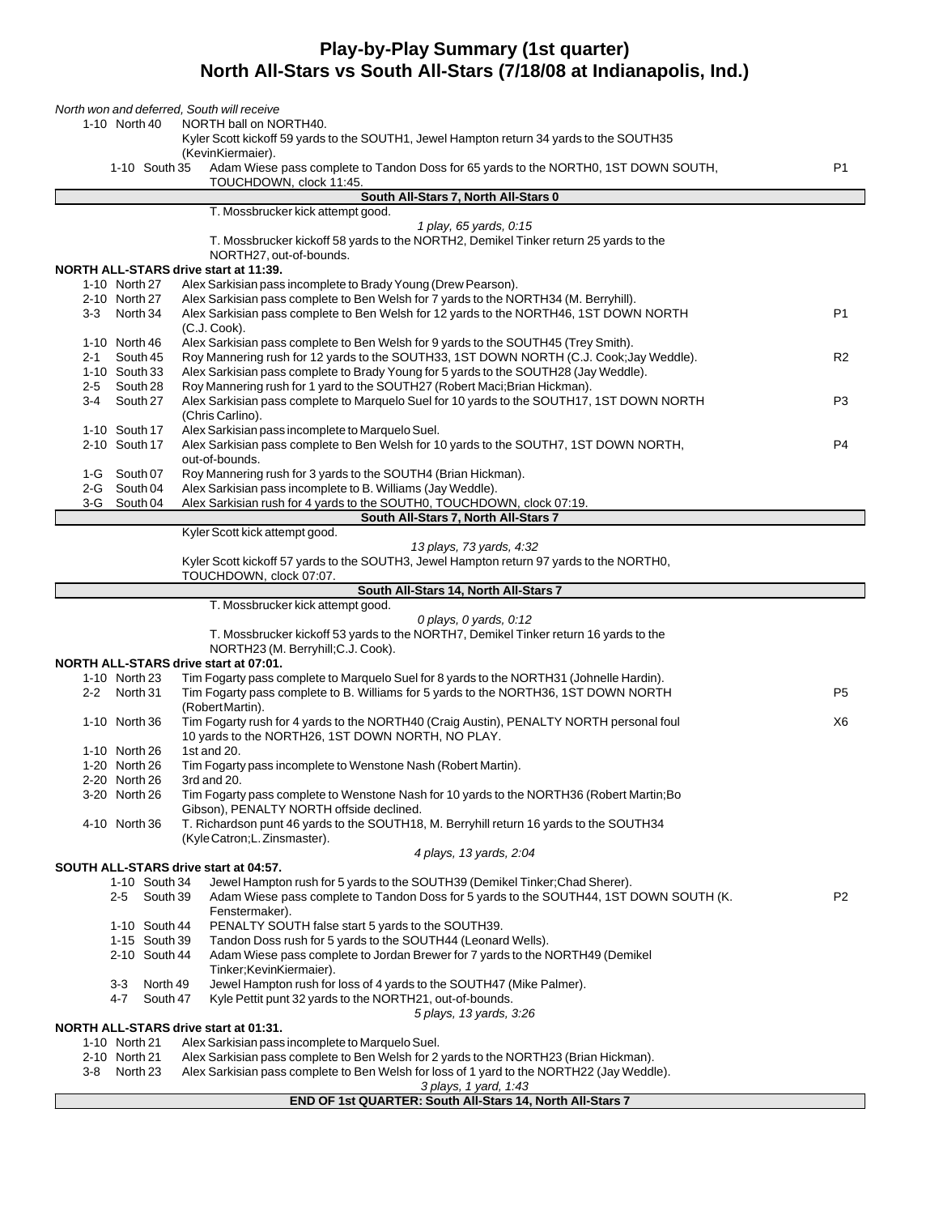# Play-by-Play Summary (1st quarter)

## North All-Stars vs South All-Stars (7/18/08 at Indianapolis, Ind.)

*North won and deferred, South will receive*

| Down | Location | Play | |
|---|---|---|---|
| 1-10 | North 40 | NORTH ball on NORTH40. | |
| | | Kyler Scott kickoff 59 yards to the SOUTH1, Jewel Hampton return 34 yards to the SOUTH35 (KevinKiermaier). | |
| 1-10 | South 35 | Adam Wiese pass complete to Tandon Doss for 65 yards to the NORTH0, 1ST DOWN SOUTH, TOUCHDOWN, clock 11:45. | P1 |

**South All-Stars 7, North All-Stars 0**

T. Mossbrucker kick attempt good.

*1 play, 65 yards, 0:15*

T. Mossbrucker kickoff 58 yards to the NORTH2, Demikel Tinker return 25 yards to the NORTH27, out-of-bounds.

**NORTH ALL-STARS drive start at 11:39.**

| Down | Location | Play | |
|---|---|---|---|
| 1-10 | North 27 | Alex Sarkisian pass incomplete to Brady Young (Drew Pearson). | |
| 2-10 | North 27 | Alex Sarkisian pass complete to Ben Welsh for 7 yards to the NORTH34 (M. Berryhill). | |
| 3-3 | North 34 | Alex Sarkisian pass complete to Ben Welsh for 12 yards to the NORTH46, 1ST DOWN NORTH (C.J. Cook). | P1 |
| 1-10 | North 46 | Alex Sarkisian pass complete to Ben Welsh for 9 yards to the SOUTH45 (Trey Smith). | |
| 2-1 | South 45 | Roy Mannering rush for 12 yards to the SOUTH33, 1ST DOWN NORTH (C.J. Cook;Jay Weddle). | R2 |
| 1-10 | South 33 | Alex Sarkisian pass complete to Brady Young for 5 yards to the SOUTH28 (Jay Weddle). | |
| 2-5 | South 28 | Roy Mannering rush for 1 yard to the SOUTH27 (Robert Maci;Brian Hickman). | |
| 3-4 | South 27 | Alex Sarkisian pass complete to Marquelo Suel for 10 yards to the SOUTH17, 1ST DOWN NORTH (Chris Carlino). | P3 |
| 1-10 | South 17 | Alex Sarkisian pass incomplete to Marquelo Suel. | |
| 2-10 | South 17 | Alex Sarkisian pass complete to Ben Welsh for 10 yards to the SOUTH7, 1ST DOWN NORTH, out-of-bounds. | P4 |
| 1-G | South 07 | Roy Mannering rush for 3 yards to the SOUTH4 (Brian Hickman). | |
| 2-G | South 04 | Alex Sarkisian pass incomplete to B. Williams (Jay Weddle). | |
| 3-G | South 04 | Alex Sarkisian rush for 4 yards to the SOUTH0, TOUCHDOWN, clock 07:19. | |

**South All-Stars 7, North All-Stars 7**

Kyler Scott kick attempt good.

*13 plays, 73 yards, 4:32*

Kyler Scott kickoff 57 yards to the SOUTH3, Jewel Hampton return 97 yards to the NORTH0, TOUCHDOWN, clock 07:07.

**South All-Stars 14, North All-Stars 7**

T. Mossbrucker kick attempt good.

*0 plays, 0 yards, 0:12*

T. Mossbrucker kickoff 53 yards to the NORTH7, Demikel Tinker return 16 yards to the NORTH23 (M. Berryhill;C.J. Cook).

**NORTH ALL-STARS drive start at 07:01.**

| Down | Location | Play | |
|---|---|---|---|
| 1-10 | North 23 | Tim Fogarty pass complete to Marquelo Suel for 8 yards to the NORTH31 (Johnelle Hardin). | |
| 2-2 | North 31 | Tim Fogarty pass complete to B. Williams for 5 yards to the NORTH36, 1ST DOWN NORTH (Robert Martin). | P5 |
| 1-10 | North 36 | Tim Fogarty rush for 4 yards to the NORTH40 (Craig Austin), PENALTY NORTH personal foul 10 yards to the NORTH26, 1ST DOWN NORTH, NO PLAY. | X6 |
| 1-10 | North 26 | 1st and 20. | |
| 1-20 | North 26 | Tim Fogarty pass incomplete to Wenstone Nash (Robert Martin). | |
| 2-20 | North 26 | 3rd and 20. | |
| 3-20 | North 26 | Tim Fogarty pass complete to Wenstone Nash for 10 yards to the NORTH36 (Robert Martin;Bo Gibson), PENALTY NORTH offside declined. | |
| 4-10 | North 36 | T. Richardson punt 46 yards to the SOUTH18, M. Berryhill return 16 yards to the SOUTH34 (Kyle Catron;L. Zinsmaster). | |

*4 plays, 13 yards, 2:04*

**SOUTH ALL-STARS drive start at 04:57.**

| Down | Location | Play | |
|---|---|---|---|
| 1-10 | South 34 | Jewel Hampton rush for 5 yards to the SOUTH39 (Demikel Tinker;Chad Sherer). | |
| 2-5 | South 39 | Adam Wiese pass complete to Tandon Doss for 5 yards to the SOUTH44, 1ST DOWN SOUTH (K. Fenstermaker). | P2 |
| 1-10 | South 44 | PENALTY SOUTH false start 5 yards to the SOUTH39. | |
| 1-15 | South 39 | Tandon Doss rush for 5 yards to the SOUTH44 (Leonard Wells). | |
| 2-10 | South 44 | Adam Wiese pass complete to Jordan Brewer for 7 yards to the NORTH49 (Demikel Tinker;KevinKiermaier). | |
| 3-3 | North 49 | Jewel Hampton rush for loss of 4 yards to the SOUTH47 (Mike Palmer). | |
| 4-7 | South 47 | Kyle Pettit punt 32 yards to the NORTH21, out-of-bounds. | |

*5 plays, 13 yards, 3:26*

**NORTH ALL-STARS drive start at 01:31.**

| Down | Location | Play | |
|---|---|---|---|
| 1-10 | North 21 | Alex Sarkisian pass incomplete to Marquelo Suel. | |
| 2-10 | North 21 | Alex Sarkisian pass complete to Ben Welsh for 2 yards to the NORTH23 (Brian Hickman). | |
| 3-8 | North 23 | Alex Sarkisian pass complete to Ben Welsh for loss of 1 yard to the NORTH22 (Jay Weddle). | |

*3 plays, 1 yard, 1:43*

**END OF 1st QUARTER: South All-Stars 14, North All-Stars 7**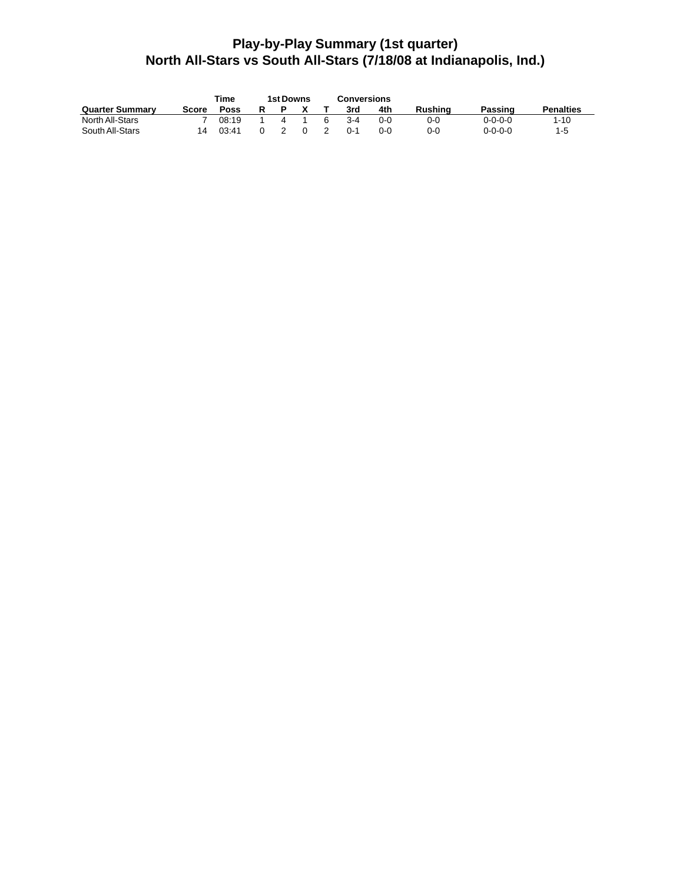# Play-by-Play Summary (1st quarter)
## North All-Stars vs South All-Stars (7/18/08 at Indianapolis, Ind.)

| | | Time | 1st Downs | | | | Conversions | | | | |
|---|---|---|---|---|---|---|---|---|---|---|---|
| Quarter Summary | Score | Poss | R | P | X | T | 3rd | 4th | Rushing | Passing | Penalties |
| North All-Stars | 7 | 08:19 | 1 | 4 | 1 | 6 | 3-4 | 0-0 | 0-0 | 0-0-0-0 | 1-10 |
| South All-Stars | 14 | 03:41 | 0 | 2 | 0 | 2 | 0-1 | 0-0 | 0-0 | 0-0-0-0 | 1-5 |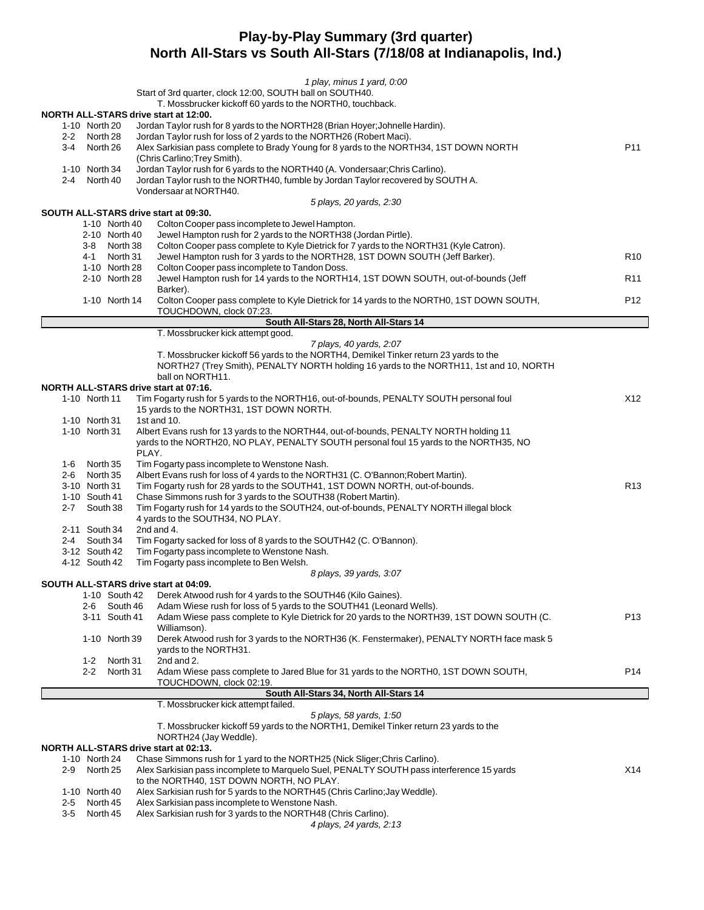# Play-by-Play Summary (3rd quarter)
## North All-Stars vs South All-Stars (7/18/08 at Indianapolis, Ind.)

*1 play, minus 1 yard, 0:00*

Start of 3rd quarter, clock 12:00, SOUTH ball on SOUTH40.
T. Mossbrucker kickoff 60 yards to the NORTH0, touchback.

**NORTH ALL-STARS drive start at 12:00.**

| | | | |
|---|---|---|---|
| 1-10 | North 20 | Jordan Taylor rush for 8 yards to the NORTH28 (Brian Hoyer;Johnelle Hardin). | |
| 2-2 | North 28 | Jordan Taylor rush for loss of 2 yards to the NORTH26 (Robert Maci). | |
| 3-4 | North 26 | Alex Sarkisian pass complete to Brady Young for 8 yards to the NORTH34, 1ST DOWN NORTH (Chris Carlino;Trey Smith). | P11 |
| 1-10 | North 34 | Jordan Taylor rush for 6 yards to the NORTH40 (A. Vondersaar;Chris Carlino). | |
| 2-4 | North 40 | Jordan Taylor rush to the NORTH40, fumble by Jordan Taylor recovered by SOUTH A. Vondersaar at NORTH40. | |

*5 plays, 20 yards, 2:30*

**SOUTH ALL-STARS drive start at 09:30.**

| | | | |
|---|---|---|---|
| 1-10 | North 40 | Colton Cooper pass incomplete to Jewel Hampton. | |
| 2-10 | North 40 | Jewel Hampton rush for 2 yards to the NORTH38 (Jordan Pirtle). | |
| 3-8 | North 38 | Colton Cooper pass complete to Kyle Dietrick for 7 yards to the NORTH31 (Kyle Catron). | |
| 4-1 | North 31 | Jewel Hampton rush for 3 yards to the NORTH28, 1ST DOWN SOUTH (Jeff Barker). | R10 |
| 1-10 | North 28 | Colton Cooper pass incomplete to Tandon Doss. | |
| 2-10 | North 28 | Jewel Hampton rush for 14 yards to the NORTH14, 1ST DOWN SOUTH, out-of-bounds (Jeff Barker). | R11 |
| 1-10 | North 14 | Colton Cooper pass complete to Kyle Dietrick for 14 yards to the NORTH0, 1ST DOWN SOUTH, TOUCHDOWN, clock 07:23. | P12 |

**South All-Stars 28, North All-Stars 14**

T. Mossbrucker kick attempt good.

*7 plays, 40 yards, 2:07*

T. Mossbrucker kickoff 56 yards to the NORTH4, Demikel Tinker return 23 yards to the NORTH27 (Trey Smith), PENALTY NORTH holding 16 yards to the NORTH11, 1st and 10, NORTH ball on NORTH11.

**NORTH ALL-STARS drive start at 07:16.**

| | | | |
|---|---|---|---|
| 1-10 | North 11 | Tim Fogarty rush for 5 yards to the NORTH16, out-of-bounds, PENALTY SOUTH personal foul 15 yards to the NORTH31, 1ST DOWN NORTH. | X12 |
| 1-10 | North 31 | 1st and 10. | |
| 1-10 | North 31 | Albert Evans rush for 13 yards to the NORTH44, out-of-bounds, PENALTY NORTH holding 11 yards to the NORTH20, NO PLAY, PENALTY SOUTH personal foul 15 yards to the NORTH35, NO PLAY. | |
| 1-6 | North 35 | Tim Fogarty pass incomplete to Wenstone Nash. | |
| 2-6 | North 35 | Albert Evans rush for loss of 4 yards to the NORTH31 (C. O'Bannon;Robert Martin). | |
| 3-10 | North 31 | Tim Fogarty rush for 28 yards to the SOUTH41, 1ST DOWN NORTH, out-of-bounds. | R13 |
| 1-10 | South 41 | Chase Simmons rush for 3 yards to the SOUTH38 (Robert Martin). | |
| 2-7 | South 38 | Tim Fogarty rush for 14 yards to the SOUTH24, out-of-bounds, PENALTY NORTH illegal block 4 yards to the SOUTH34, NO PLAY. | |
| 2-11 | South 34 | 2nd and 4. | |
| 2-4 | South 34 | Tim Fogarty sacked for loss of 8 yards to the SOUTH42 (C. O'Bannon). | |
| 3-12 | South 42 | Tim Fogarty pass incomplete to Wenstone Nash. | |
| 4-12 | South 42 | Tim Fogarty pass incomplete to Ben Welsh. | |

*8 plays, 39 yards, 3:07*

**SOUTH ALL-STARS drive start at 04:09.**

| | | | |
|---|---|---|---|
| 1-10 | South 42 | Derek Atwood rush for 4 yards to the SOUTH46 (Kilo Gaines). | |
| 2-6 | South 46 | Adam Wiese rush for loss of 5 yards to the SOUTH41 (Leonard Wells). | |
| 3-11 | South 41 | Adam Wiese pass complete to Kyle Dietrick for 20 yards to the NORTH39, 1ST DOWN SOUTH (C. Williamson). | P13 |
| 1-10 | North 39 | Derek Atwood rush for 3 yards to the NORTH36 (K. Fenstermaker), PENALTY NORTH face mask 5 yards to the NORTH31. | |
| 1-2 | North 31 | 2nd and 2. | |
| 2-2 | North 31 | Adam Wiese pass complete to Jared Blue for 31 yards to the NORTH0, 1ST DOWN SOUTH, TOUCHDOWN, clock 02:19. | P14 |

**South All-Stars 34, North All-Stars 14**

T. Mossbrucker kick attempt failed.

*5 plays, 58 yards, 1:50*

T. Mossbrucker kickoff 59 yards to the NORTH1, Demikel Tinker return 23 yards to the NORTH24 (Jay Weddle).

**NORTH ALL-STARS drive start at 02:13.**

| | | | |
|---|---|---|---|
| 1-10 | North 24 | Chase Simmons rush for 1 yard to the NORTH25 (Nick Sliger;Chris Carlino). | |
| 2-9 | North 25 | Alex Sarkisian pass incomplete to Marquelo Suel, PENALTY SOUTH pass interference 15 yards to the NORTH40, 1ST DOWN NORTH, NO PLAY. | X14 |
| 1-10 | North 40 | Alex Sarkisian rush for 5 yards to the NORTH45 (Chris Carlino;Jay Weddle). | |
| 2-5 | North 45 | Alex Sarkisian pass incomplete to Wenstone Nash. | |
| 3-5 | North 45 | Alex Sarkisian rush for 3 yards to the NORTH48 (Chris Carlino). | |

*4 plays, 24 yards, 2:13*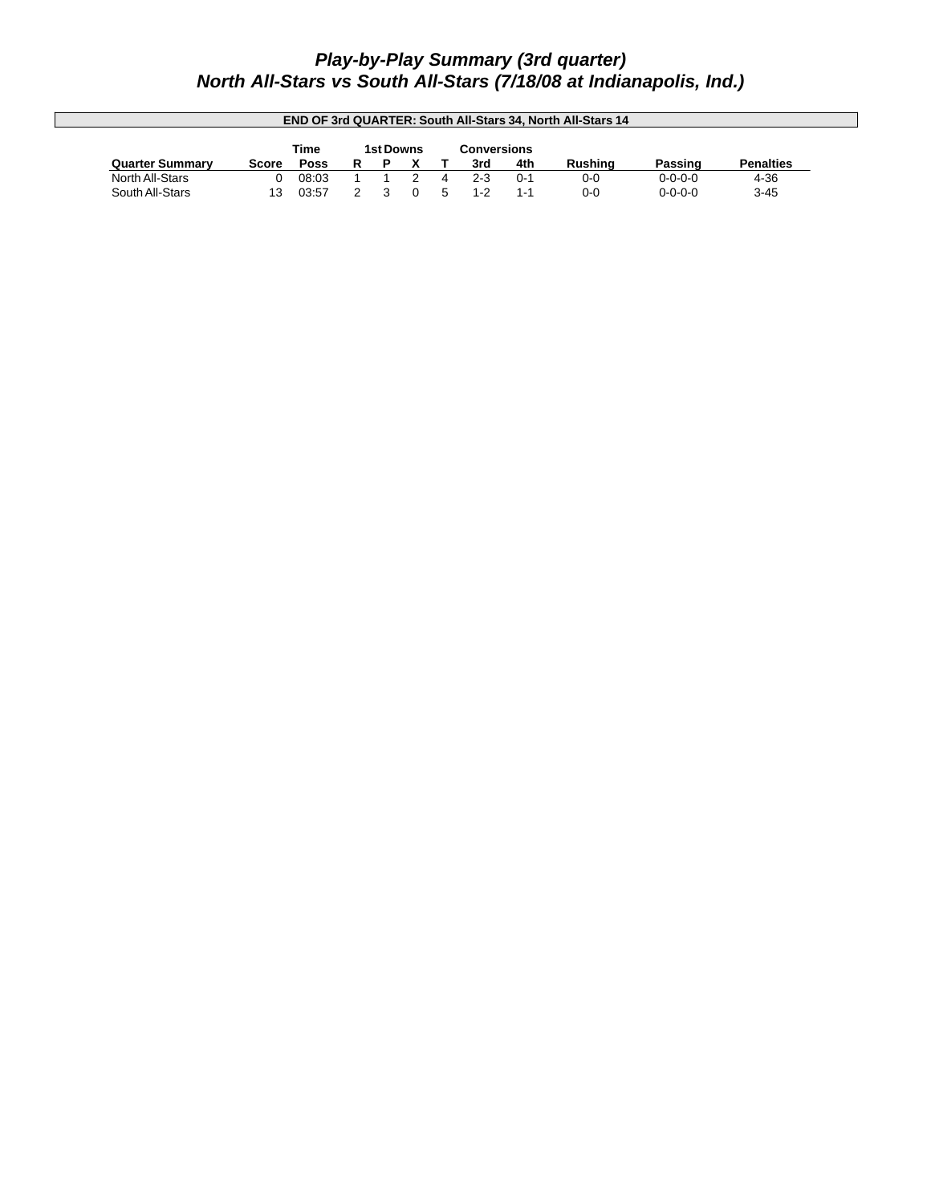# *Play-by-Play Summary (3rd quarter)*
## *North All-Stars vs South All-Stars (7/18/08 at Indianapolis, Ind.)*

**END OF 3rd QUARTER: South All-Stars 34, North All-Stars 14**

| Quarter Summary | Score | Time Poss | 1st Downs R | P | X | T | Conversions 3rd | 4th | Rushing | Passing | Penalties |
|---|---|---|---|---|---|---|---|---|---|---|---|
| North All-Stars | 0 | 08:03 | 1 | 1 | 2 | 4 | 2-3 | 0-1 | 0-0 | 0-0-0-0 | 4-36 |
| South All-Stars | 13 | 03:57 | 2 | 3 | 0 | 5 | 1-2 | 1-1 | 0-0 | 0-0-0-0 | 3-45 |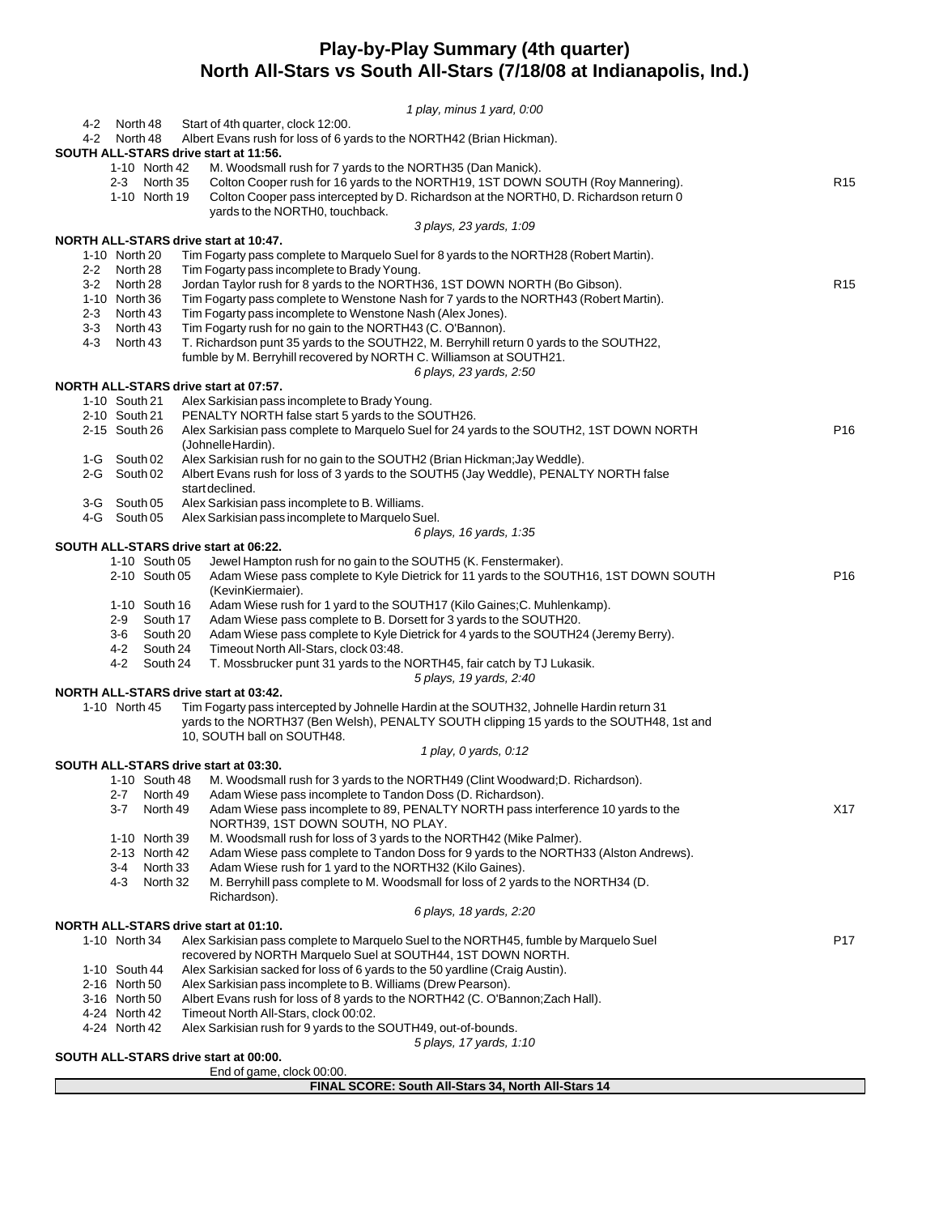# Play-by-Play Summary (4th quarter)
## North All-Stars vs South All-Stars (7/18/08 at Indianapolis, Ind.)

*1 play, minus 1 yard, 0:00*

| Down | Spot | Play | |
|---|---|---|---|
| 4-2 | North 48 | Start of 4th quarter, clock 12:00. | |
| 4-2 | North 48 | Albert Evans rush for loss of 6 yards to the NORTH42 (Brian Hickman). | |

**SOUTH ALL-STARS drive start at 11:56.**

| Down | Spot | Play | |
|---|---|---|---|
| 1-10 | North 42 | M. Woodsmall rush for 7 yards to the NORTH35 (Dan Manick). | |
| 2-3 | North 35 | Colton Cooper rush for 16 yards to the NORTH19, 1ST DOWN SOUTH (Roy Mannering). | R15 |
| 1-10 | North 19 | Colton Cooper pass intercepted by D. Richardson at the NORTH0, D. Richardson return 0 yards to the NORTH0, touchback. | |

*3 plays, 23 yards, 1:09*

**NORTH ALL-STARS drive start at 10:47.**

| Down | Spot | Play | |
|---|---|---|---|
| 1-10 | North 20 | Tim Fogarty pass complete to Marquelo Suel for 8 yards to the NORTH28 (Robert Martin). | |
| 2-2 | North 28 | Tim Fogarty pass incomplete to Brady Young. | |
| 3-2 | North 28 | Jordan Taylor rush for 8 yards to the NORTH36, 1ST DOWN NORTH (Bo Gibson). | R15 |
| 1-10 | North 36 | Tim Fogarty pass complete to Wenstone Nash for 7 yards to the NORTH43 (Robert Martin). | |
| 2-3 | North 43 | Tim Fogarty pass incomplete to Wenstone Nash (Alex Jones). | |
| 3-3 | North 43 | Tim Fogarty rush for no gain to the NORTH43 (C. O'Bannon). | |
| 4-3 | North 43 | T. Richardson punt 35 yards to the SOUTH22, M. Berryhill return 0 yards to the SOUTH22, fumble by M. Berryhill recovered by NORTH C. Williamson at SOUTH21. | |

*6 plays, 23 yards, 2:50*

**NORTH ALL-STARS drive start at 07:57.**

| Down | Spot | Play | |
|---|---|---|---|
| 1-10 | South 21 | Alex Sarkisian pass incomplete to Brady Young. | |
| 2-10 | South 21 | PENALTY NORTH false start 5 yards to the SOUTH26. | |
| 2-15 | South 26 | Alex Sarkisian pass complete to Marquelo Suel for 24 yards to the SOUTH2, 1ST DOWN NORTH (Johnelle Hardin). | P16 |
| 1-G | South 02 | Alex Sarkisian rush for no gain to the SOUTH2 (Brian Hickman;Jay Weddle). | |
| 2-G | South 02 | Albert Evans rush for loss of 3 yards to the SOUTH5 (Jay Weddle), PENALTY NORTH false start declined. | |
| 3-G | South 05 | Alex Sarkisian pass incomplete to B. Williams. | |
| 4-G | South 05 | Alex Sarkisian pass incomplete to Marquelo Suel. | |

*6 plays, 16 yards, 1:35*

**SOUTH ALL-STARS drive start at 06:22.**

| Down | Spot | Play | |
|---|---|---|---|
| 1-10 | South 05 | Jewel Hampton rush for no gain to the SOUTH5 (K. Fenstermaker). | |
| 2-10 | South 05 | Adam Wiese pass complete to Kyle Dietrick for 11 yards to the SOUTH16, 1ST DOWN SOUTH (Kevin Kiermaier). | P16 |
| 1-10 | South 16 | Adam Wiese rush for 1 yard to the SOUTH17 (Kilo Gaines;C. Muhlenkamp). | |
| 2-9 | South 17 | Adam Wiese pass complete to B. Dorsett for 3 yards to the SOUTH20. | |
| 3-6 | South 20 | Adam Wiese pass complete to Kyle Dietrick for 4 yards to the SOUTH24 (Jeremy Berry). | |
| 4-2 | South 24 | Timeout North All-Stars, clock 03:48. | |
| 4-2 | South 24 | T. Mossbrucker punt 31 yards to the NORTH45, fair catch by TJ Lukasik. | |

*5 plays, 19 yards, 2:40*

**NORTH ALL-STARS drive start at 03:42.**

| Down | Spot | Play | |
|---|---|---|---|
| 1-10 | North 45 | Tim Fogarty pass intercepted by Johnelle Hardin at the SOUTH32, Johnelle Hardin return 31 yards to the NORTH37 (Ben Welsh), PENALTY SOUTH clipping 15 yards to the SOUTH48, 1st and 10, SOUTH ball on SOUTH48. | |

*1 play, 0 yards, 0:12*

**SOUTH ALL-STARS drive start at 03:30.**

| Down | Spot | Play | |
|---|---|---|---|
| 1-10 | South 48 | M. Woodsmall rush for 3 yards to the NORTH49 (Clint Woodward;D. Richardson). | |
| 2-7 | North 49 | Adam Wiese pass incomplete to Tandon Doss (D. Richardson). | |
| 3-7 | North 49 | Adam Wiese pass incomplete to 89, PENALTY NORTH pass interference 10 yards to the NORTH39, 1ST DOWN SOUTH, NO PLAY. | X17 |
| 1-10 | North 39 | M. Woodsmall rush for loss of 3 yards to the NORTH42 (Mike Palmer). | |
| 2-13 | North 42 | Adam Wiese pass complete to Tandon Doss for 9 yards to the NORTH33 (Alston Andrews). | |
| 3-4 | North 33 | Adam Wiese rush for 1 yard to the NORTH32 (Kilo Gaines). | |
| 4-3 | North 32 | M. Berryhill pass complete to M. Woodsmall for loss of 2 yards to the NORTH34 (D. Richardson). | |

*6 plays, 18 yards, 2:20*

**NORTH ALL-STARS drive start at 01:10.**

| Down | Spot | Play | |
|---|---|---|---|
| 1-10 | North 34 | Alex Sarkisian pass complete to Marquelo Suel to the NORTH45, fumble by Marquelo Suel recovered by NORTH Marquelo Suel at SOUTH44, 1ST DOWN NORTH. | P17 |
| 1-10 | South 44 | Alex Sarkisian sacked for loss of 6 yards to the 50 yardline (Craig Austin). | |
| 2-16 | North 50 | Alex Sarkisian pass incomplete to B. Williams (Drew Pearson). | |
| 3-16 | North 50 | Albert Evans rush for loss of 8 yards to the NORTH42 (C. O'Bannon;Zach Hall). | |
| 4-24 | North 42 | Timeout North All-Stars, clock 00:02. | |
| 4-24 | North 42 | Alex Sarkisian rush for 9 yards to the SOUTH49, out-of-bounds. | |

*5 plays, 17 yards, 1:10*

**SOUTH ALL-STARS drive start at 00:00.**

End of game, clock 00:00.

**FINAL SCORE: South All-Stars 34, North All-Stars 14**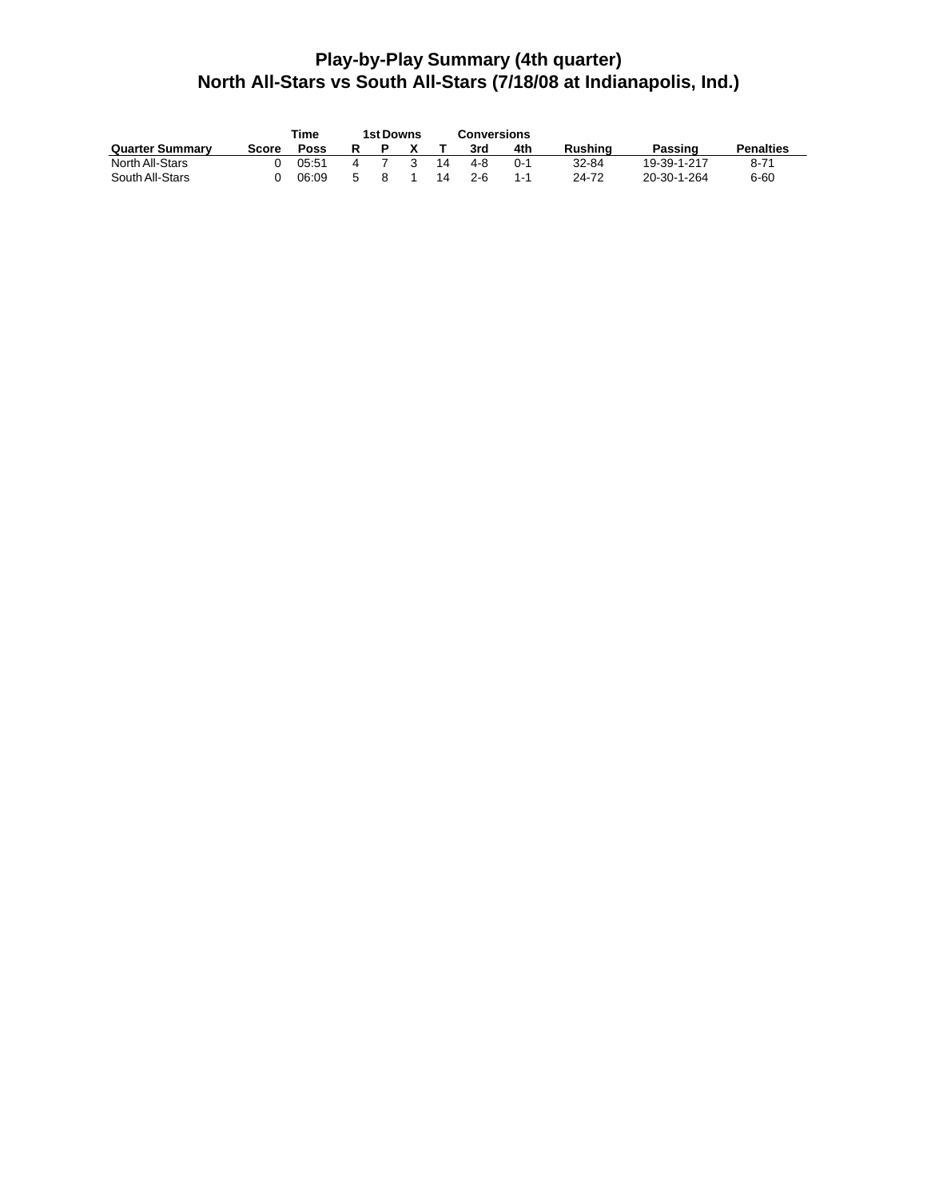# Play-by-Play Summary (4th quarter)
## North All-Stars vs South All-Stars (7/18/08 at Indianapolis, Ind.)

| | | Time | 1st Downs | | | | Conversions | | | | |
|---|---|---|---|---|---|---|---|---|---|---|---|
| **Quarter Summary** | **Score** | **Poss** | **R** | **P** | **X** | **T** | **3rd** | **4th** | **Rushing** | **Passing** | **Penalties** |
| North All-Stars | 0 | 05:51 | 4 | 7 | 3 | 14 | 4-8 | 0-1 | 32-84 | 19-39-1-217 | 8-71 |
| South All-Stars | 0 | 06:09 | 5 | 8 | 1 | 14 | 2-6 | 1-1 | 24-72 | 20-30-1-264 | 6-60 |